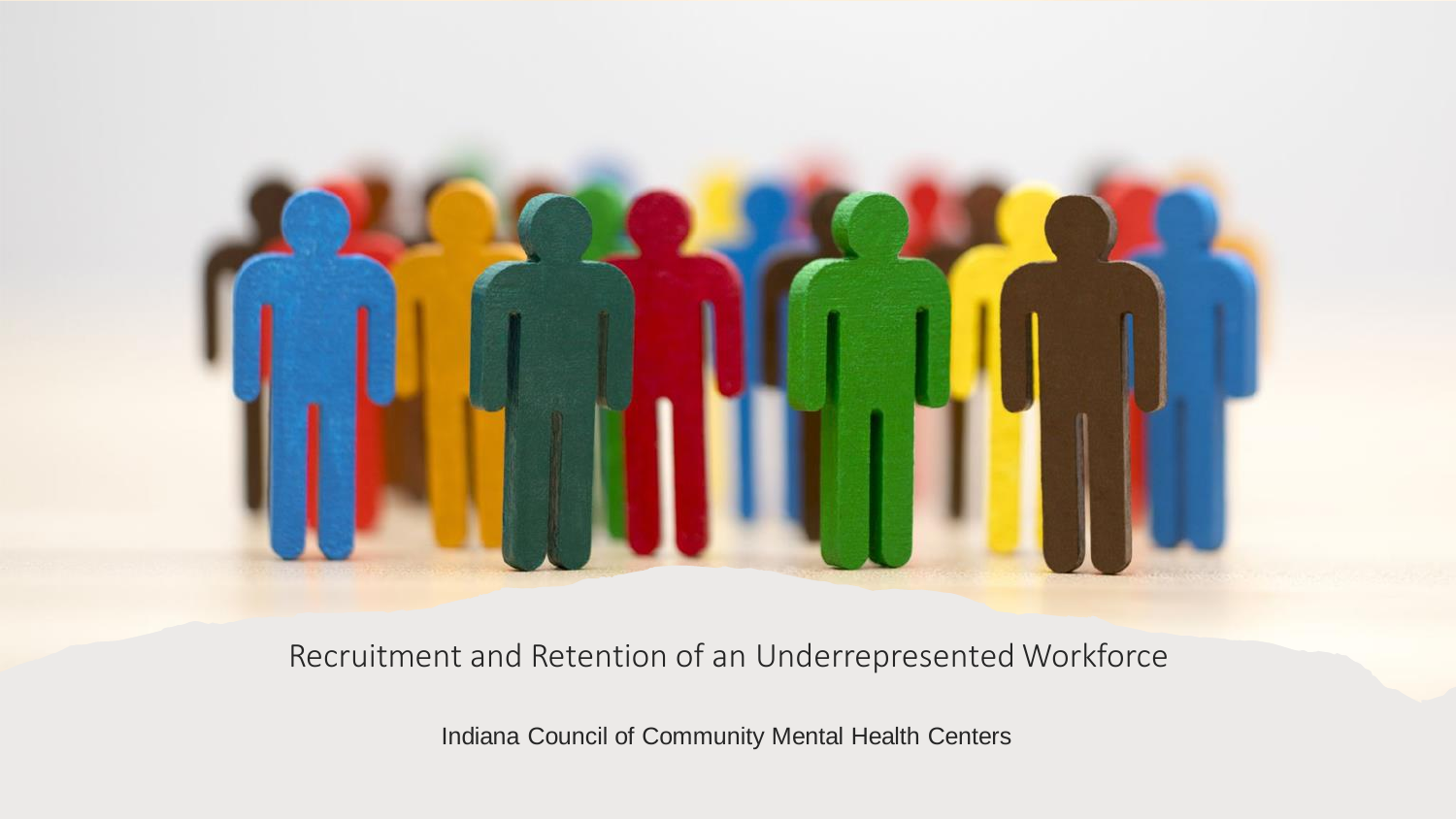# Recruitment and Retention of an Underrepresented Workforce

Indiana Council of Community Mental Health Centers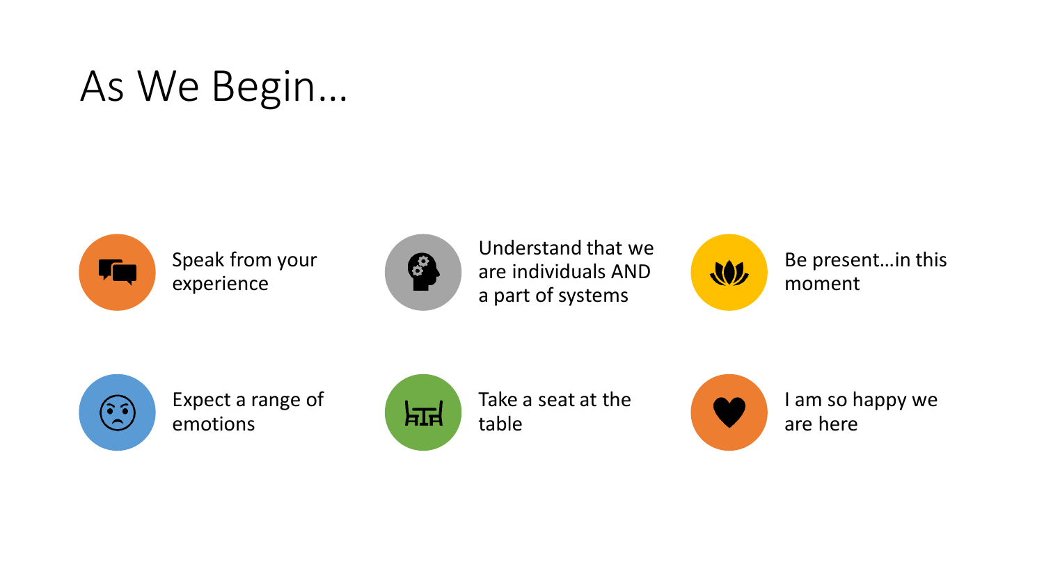# As We Begin…

- Speak from your experience
- Understand that we are individuals AND a part of systems
- Be present…in this moment
- Expect a range of emotions
- Take a seat at the table
- I am so happy we are here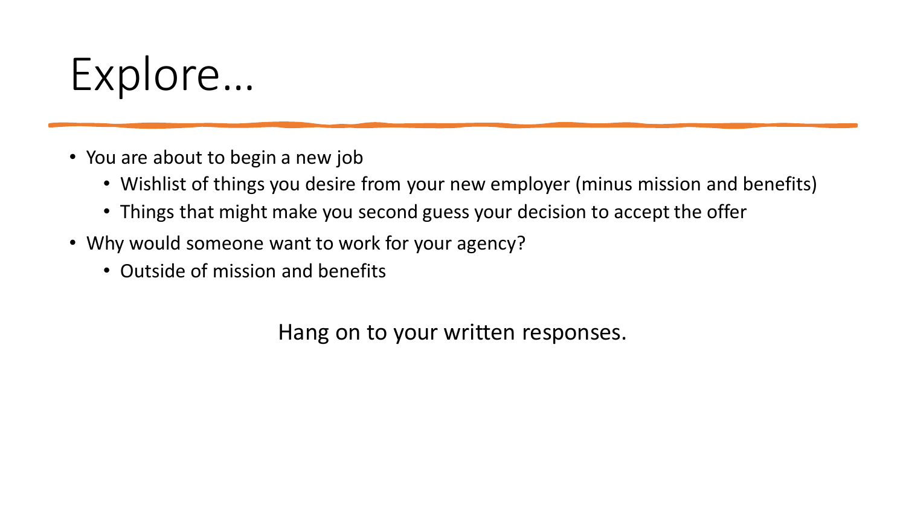# Explore…

- You are about to begin a new job
  - Wishlist of things you desire from your new employer (minus mission and benefits)
  - Things that might make you second guess your decision to accept the offer
- Why would someone want to work for your agency?
  - Outside of mission and benefits

Hang on to your written responses.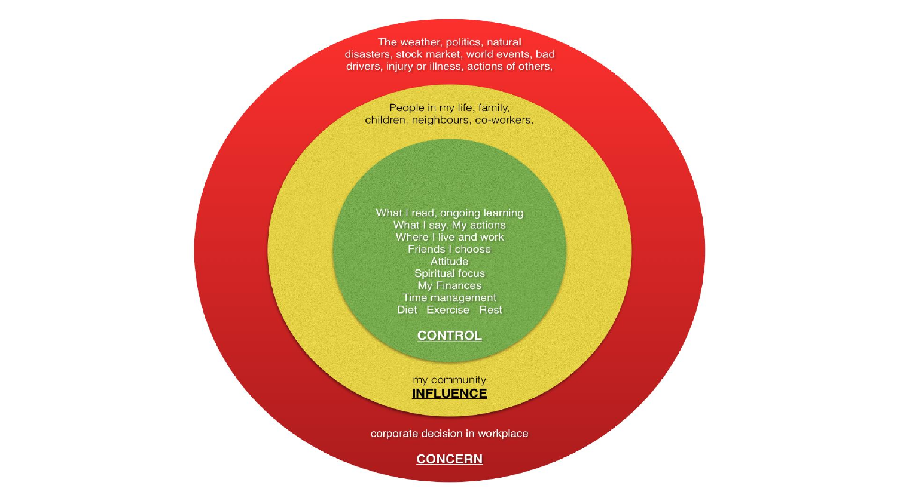The weather, politics, natural disasters, stock market, world events, bad drivers, injury or illness, actions of others,

People in my life, family, children, neighbours, co-workers,

What I read, ongoing learning
What I say. My actions
Where I live and work
Friends I choose
Attitude
Spiritual focus
My Finances
Time management
Diet Exercise Rest

**CONTROL**

my community

**INFLUENCE**

corporate decision in workplace

**CONCERN**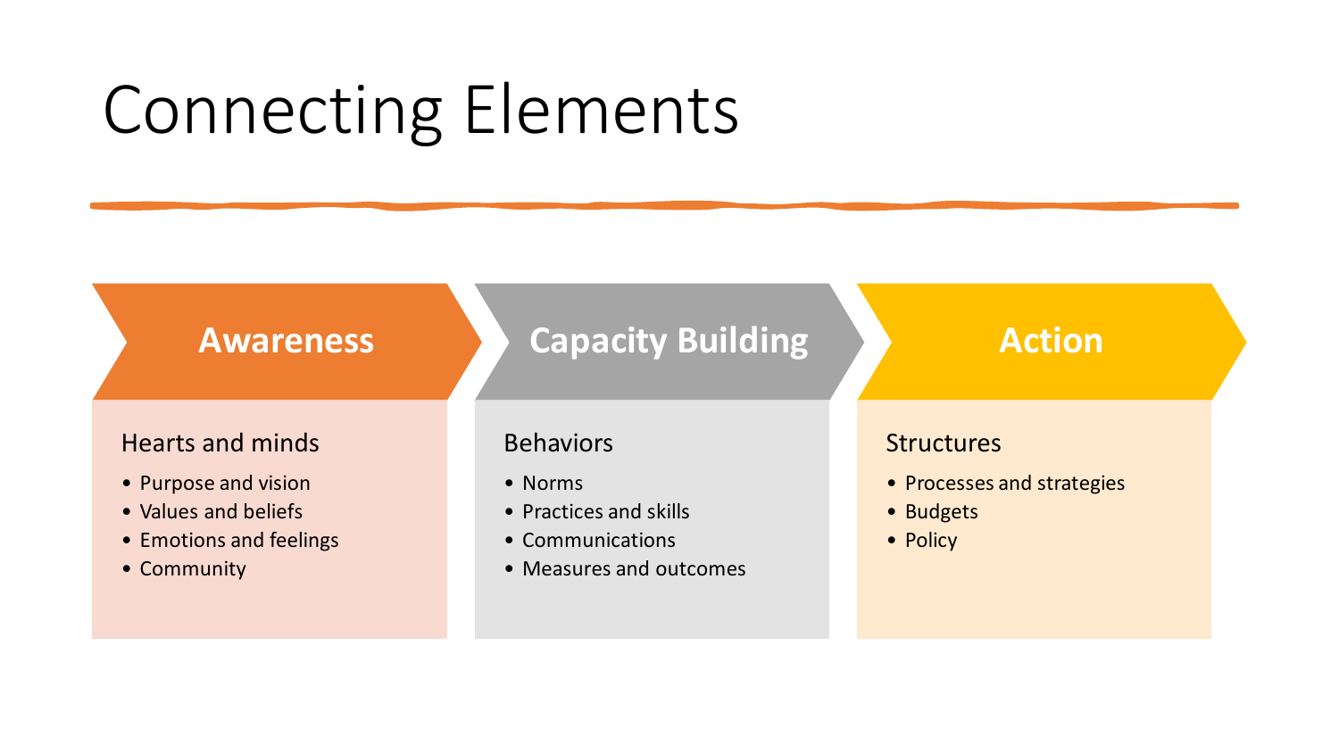# Connecting Elements

## Awareness

Hearts and minds

- Purpose and vision
- Values and beliefs
- Emotions and feelings
- Community

## Capacity Building

Behaviors

- Norms
- Practices and skills
- Communications
- Measures and outcomes

## Action

Structures

- Processes and strategies
- Budgets
- Policy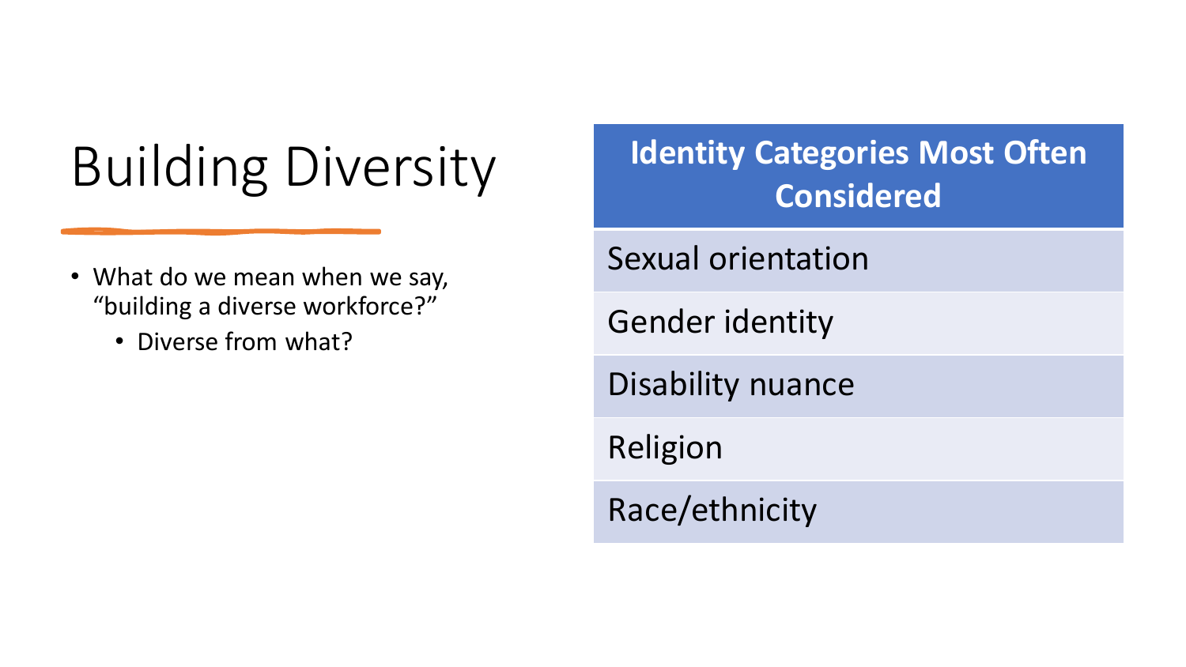# Building Diversity

- What do we mean when we say, "building a diverse workforce?"
  - Diverse from what?

| Identity Categories Most Often Considered |
| --- |
| Sexual orientation |
| Gender identity |
| Disability nuance |
| Religion |
| Race/ethnicity |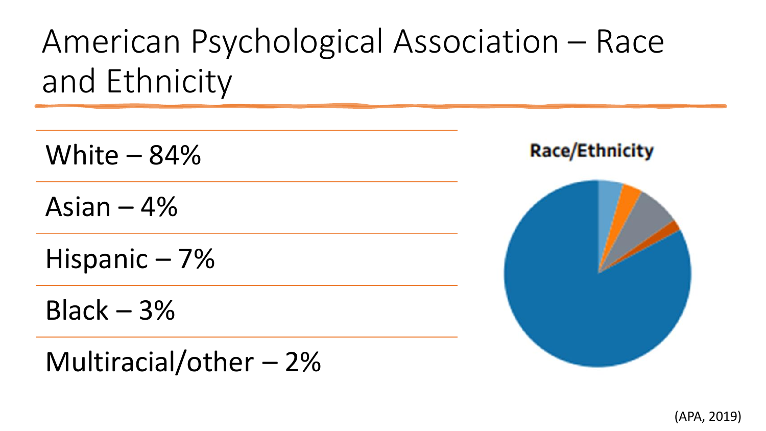# American Psychological Association – Race and Ethnicity

White – 84%

Asian – 4%

Hispanic – 7%

Black – 3%

Multiracial/other – 2%

Race/Ethnicity

(APA, 2019)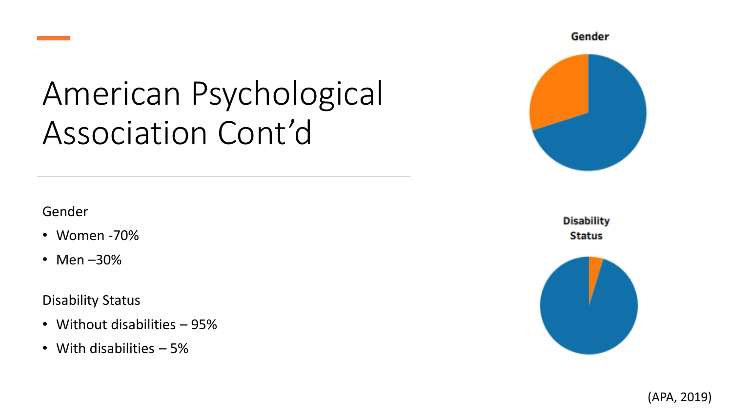# American Psychological Association Cont’d

Gender

- Women -70%
- Men –30%

Disability Status

- Without disabilities – 95%
- With disabilities – 5%

Gender

Disability Status

(APA, 2019)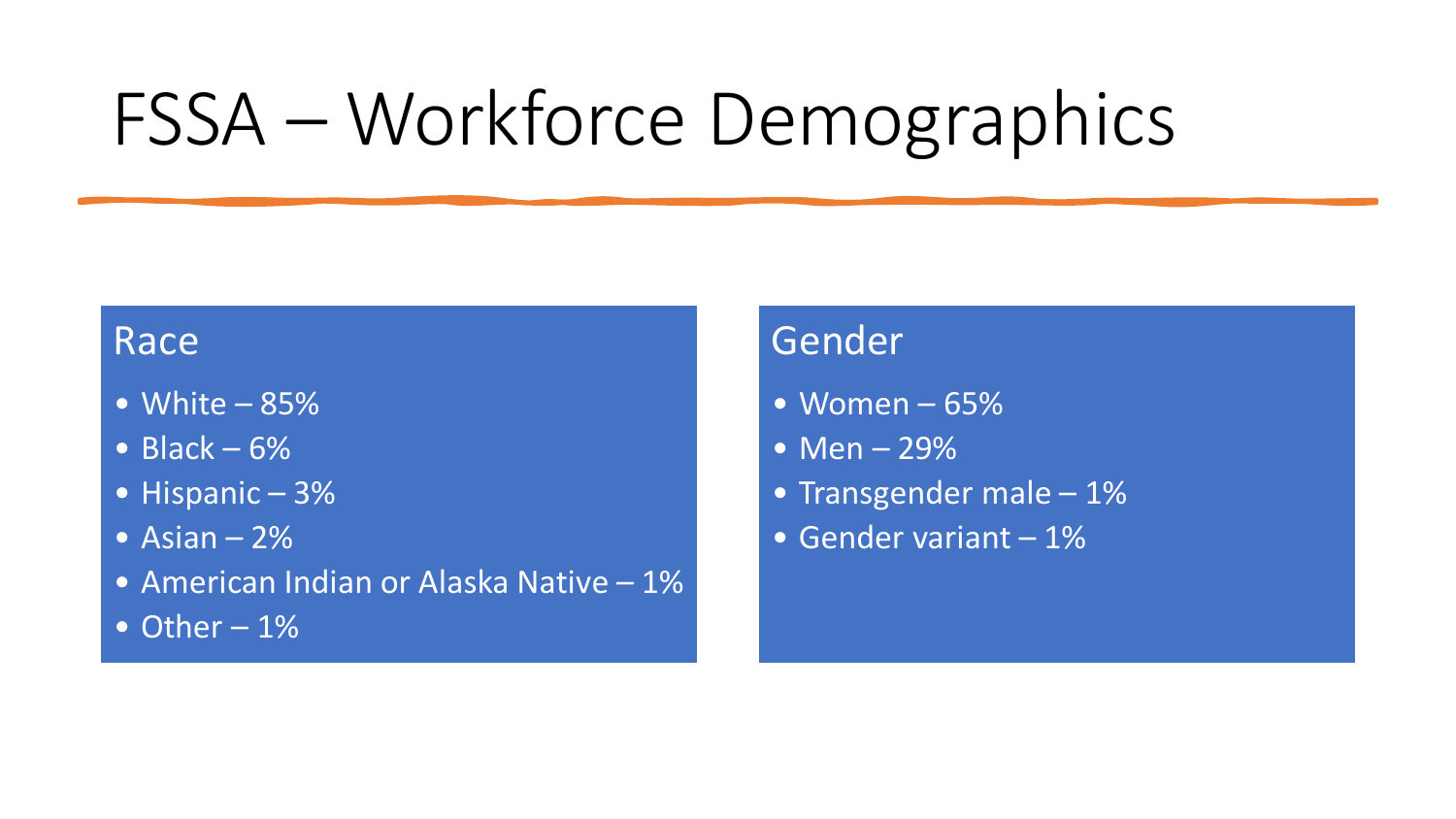# FSSA – Workforce Demographics

## Race

- White – 85%
- Black – 6%
- Hispanic – 3%
- Asian – 2%
- American Indian or Alaska Native – 1%
- Other – 1%

## Gender

- Women – 65%
- Men – 29%
- Transgender male – 1%
- Gender variant – 1%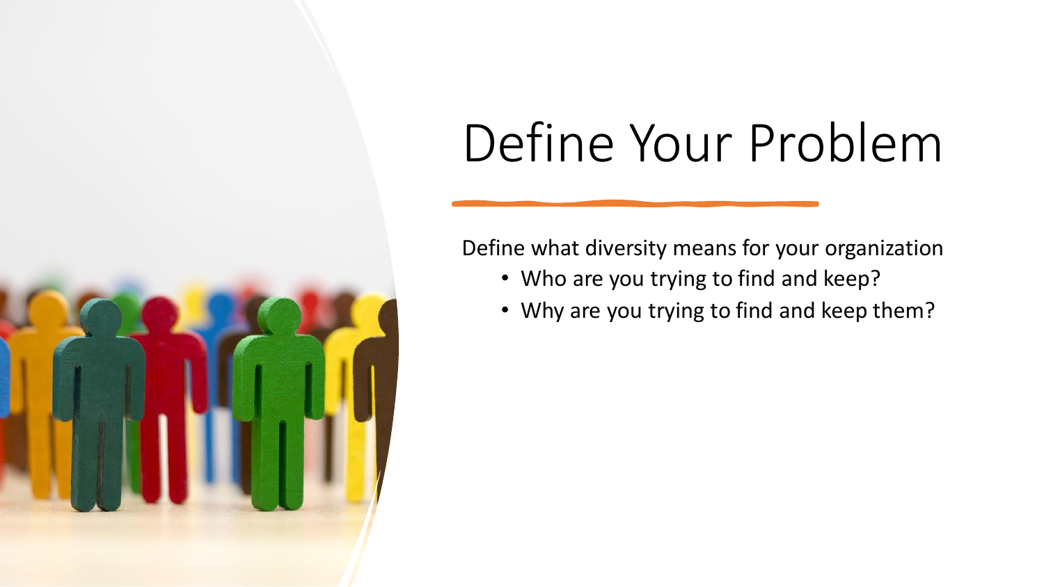# Define Your Problem

Define what diversity means for your organization

- Who are you trying to find and keep?
- Why are you trying to find and keep them?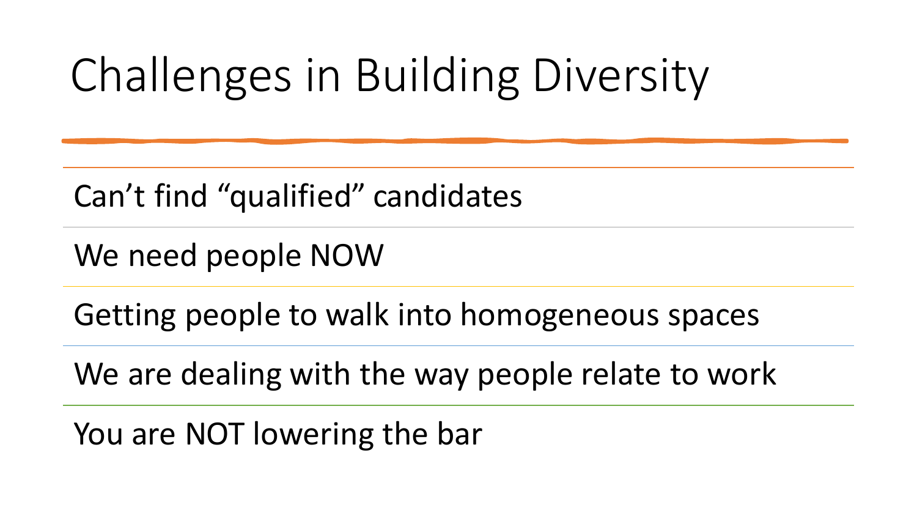# Challenges in Building Diversity

- Can’t find “qualified” candidates
- We need people NOW
- Getting people to walk into homogeneous spaces
- We are dealing with the way people relate to work
- You are NOT lowering the bar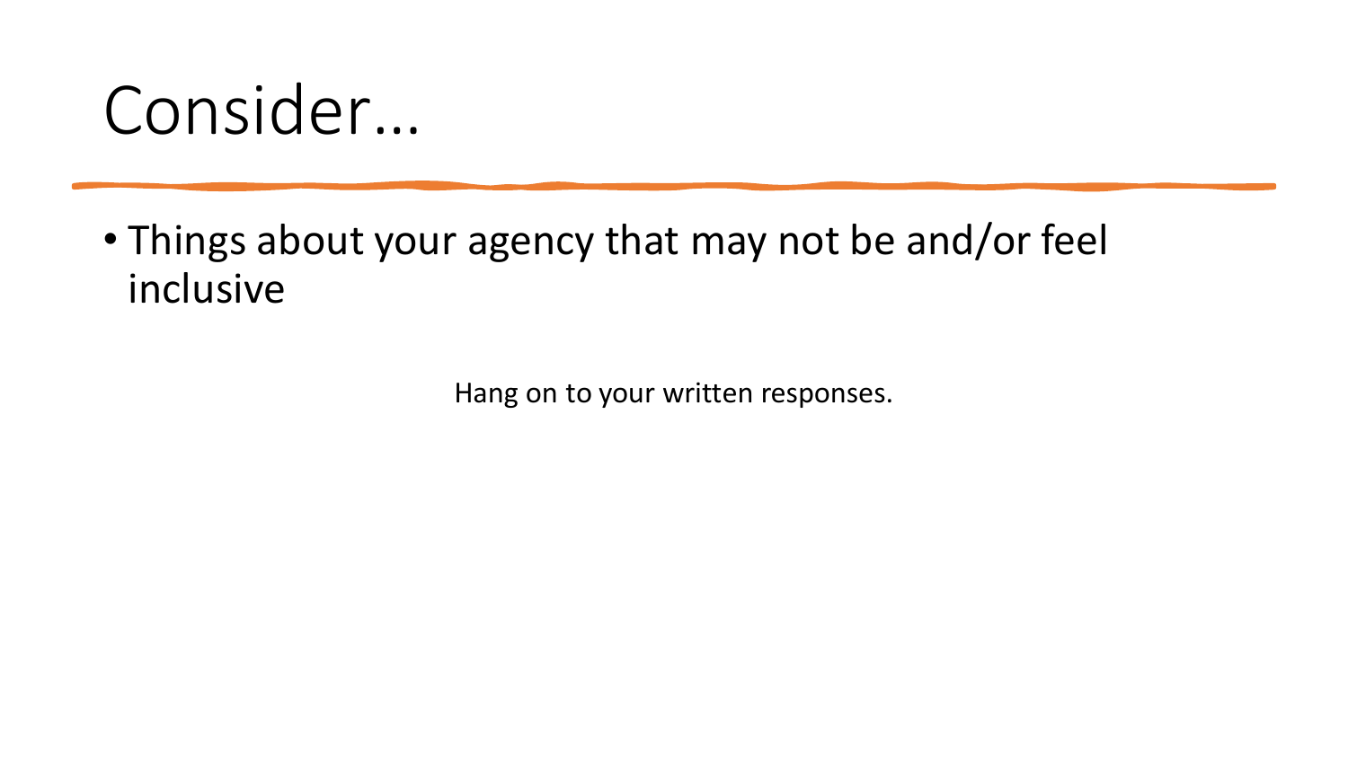# Consider…

- Things about your agency that may not be and/or feel inclusive

Hang on to your written responses.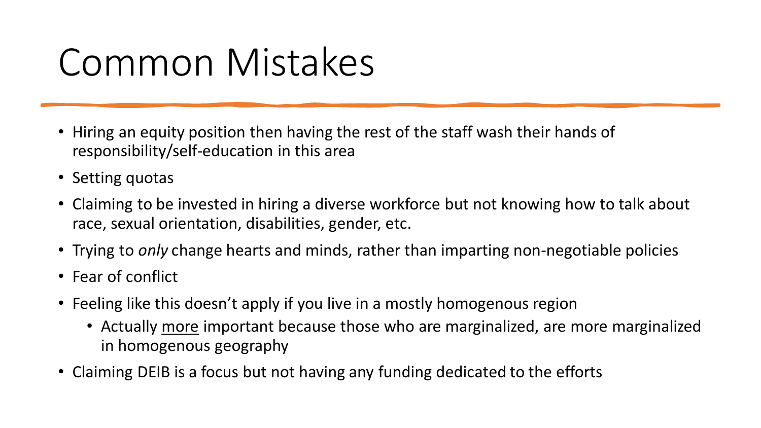# Common Mistakes

- Hiring an equity position then having the rest of the staff wash their hands of responsibility/self-education in this area
- Setting quotas
- Claiming to be invested in hiring a diverse workforce but not knowing how to talk about race, sexual orientation, disabilities, gender, etc.
- Trying to *only* change hearts and minds, rather than imparting non-negotiable policies
- Fear of conflict
- Feeling like this doesn't apply if you live in a mostly homogenous region
  - Actually <u>more</u> important because those who are marginalized, are more marginalized in homogenous geography
- Claiming DEIB is a focus but not having any funding dedicated to the efforts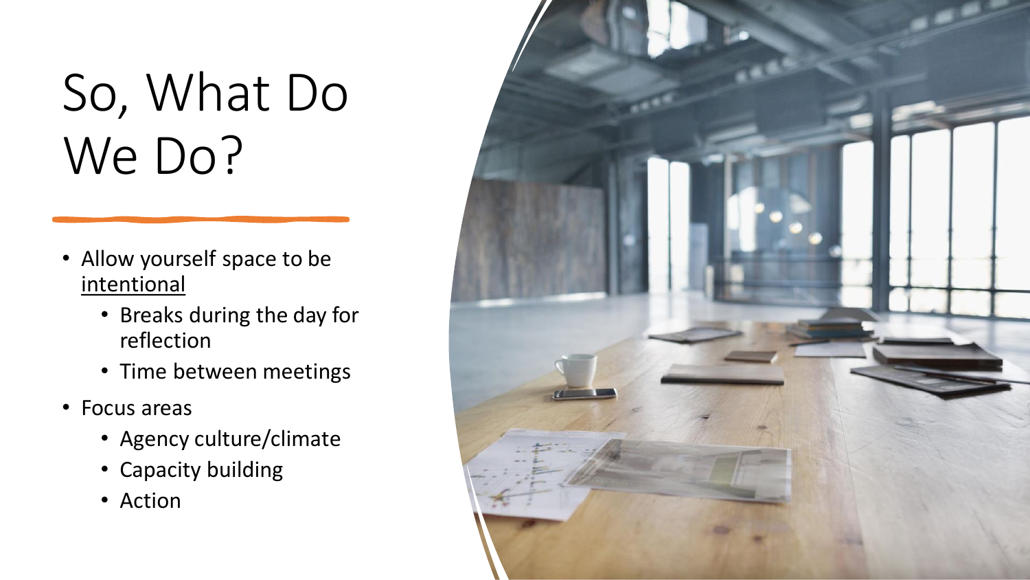# So, What Do We Do?

- Allow yourself space to be <u>intentional</u>
  - Breaks during the day for reflection
  - Time between meetings
- Focus areas
  - Agency culture/climate
  - Capacity building
  - Action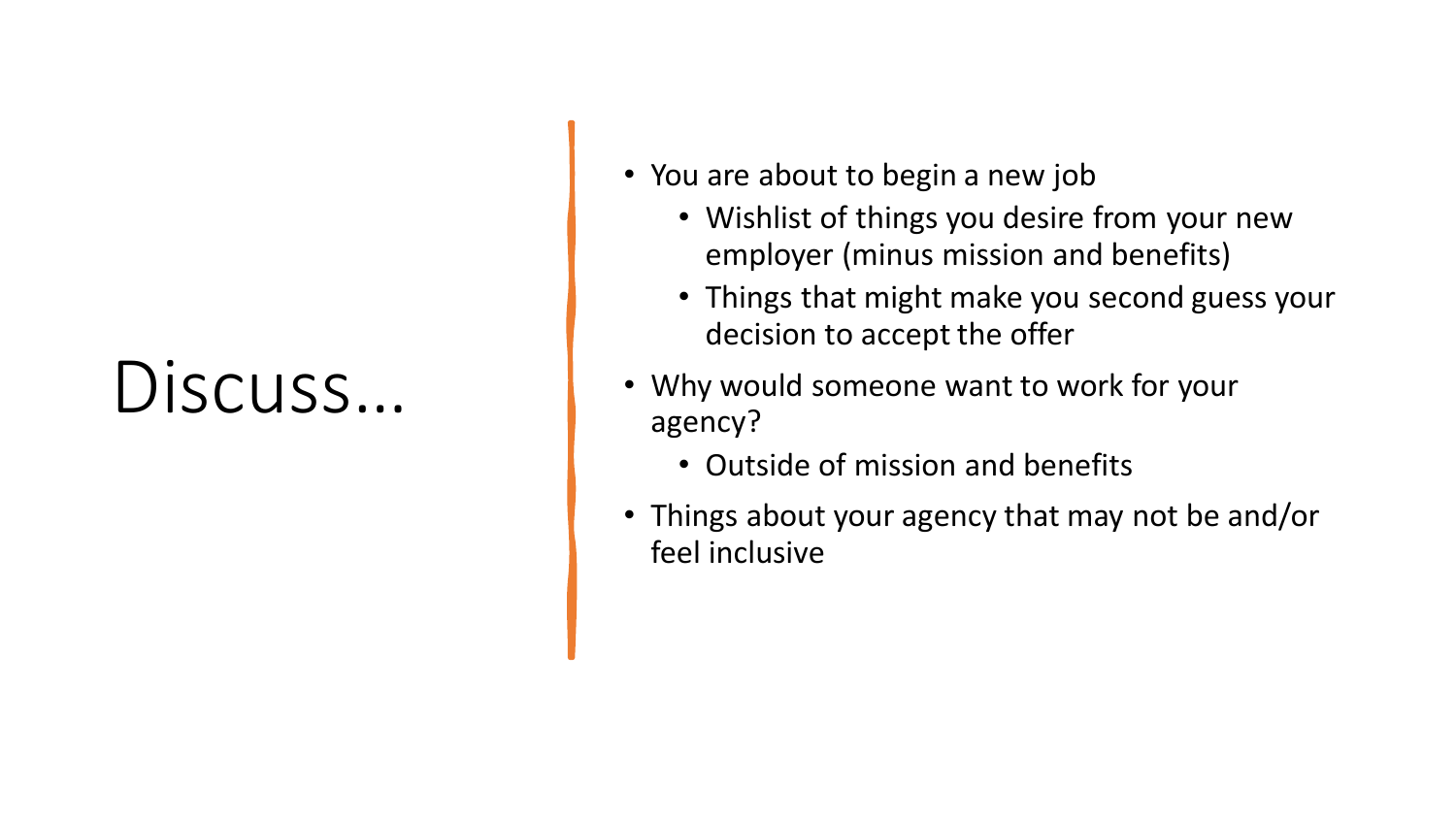# Discuss…

- You are about to begin a new job
  - Wishlist of things you desire from your new employer (minus mission and benefits)
  - Things that might make you second guess your decision to accept the offer
- Why would someone want to work for your agency?
  - Outside of mission and benefits
- Things about your agency that may not be and/or feel inclusive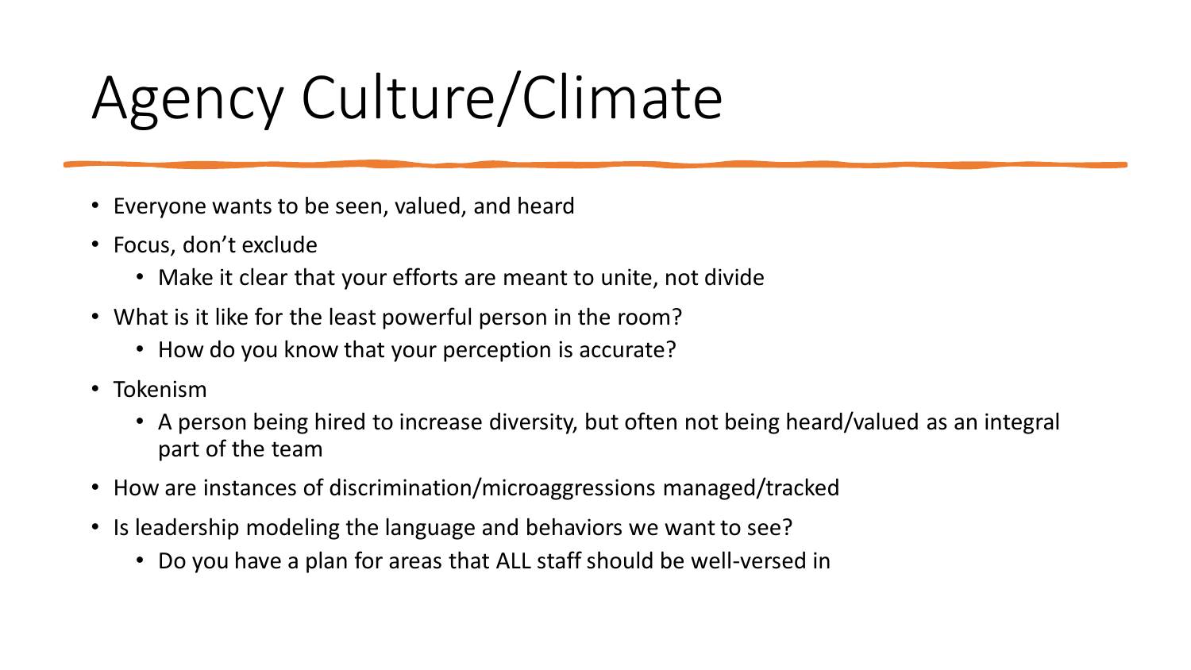# Agency Culture/Climate

- Everyone wants to be seen, valued, and heard
- Focus, don't exclude
  - Make it clear that your efforts are meant to unite, not divide
- What is it like for the least powerful person in the room?
  - How do you know that your perception is accurate?
- Tokenism
  - A person being hired to increase diversity, but often not being heard/valued as an integral part of the team
- How are instances of discrimination/microaggressions managed/tracked
- Is leadership modeling the language and behaviors we want to see?
  - Do you have a plan for areas that ALL staff should be well-versed in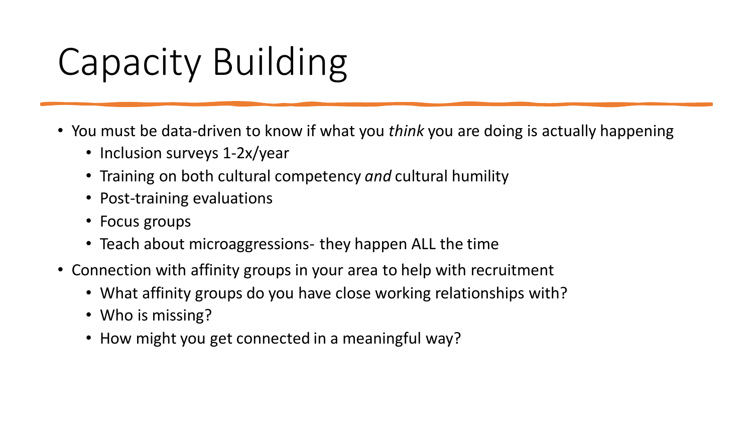# Capacity Building

- You must be data-driven to know if what you *think* you are doing is actually happening
  - Inclusion surveys 1-2x/year
  - Training on both cultural competency *and* cultural humility
  - Post-training evaluations
  - Focus groups
  - Teach about microaggressions- they happen ALL the time
- Connection with affinity groups in your area to help with recruitment
  - What affinity groups do you have close working relationships with?
  - Who is missing?
  - How might you get connected in a meaningful way?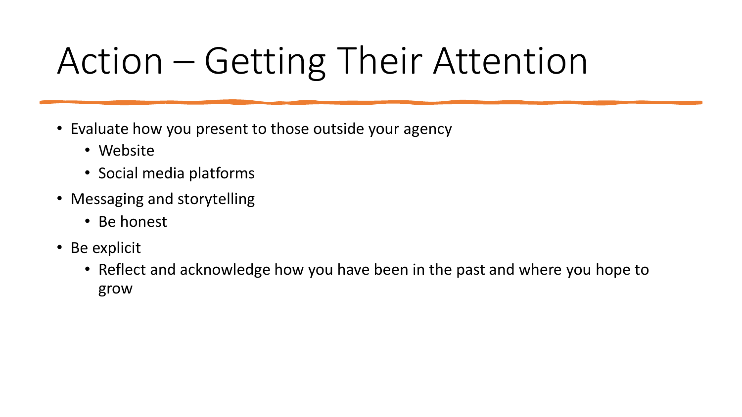# Action – Getting Their Attention

- Evaluate how you present to those outside your agency
  - Website
  - Social media platforms
- Messaging and storytelling
  - Be honest
- Be explicit
  - Reflect and acknowledge how you have been in the past and where you hope to grow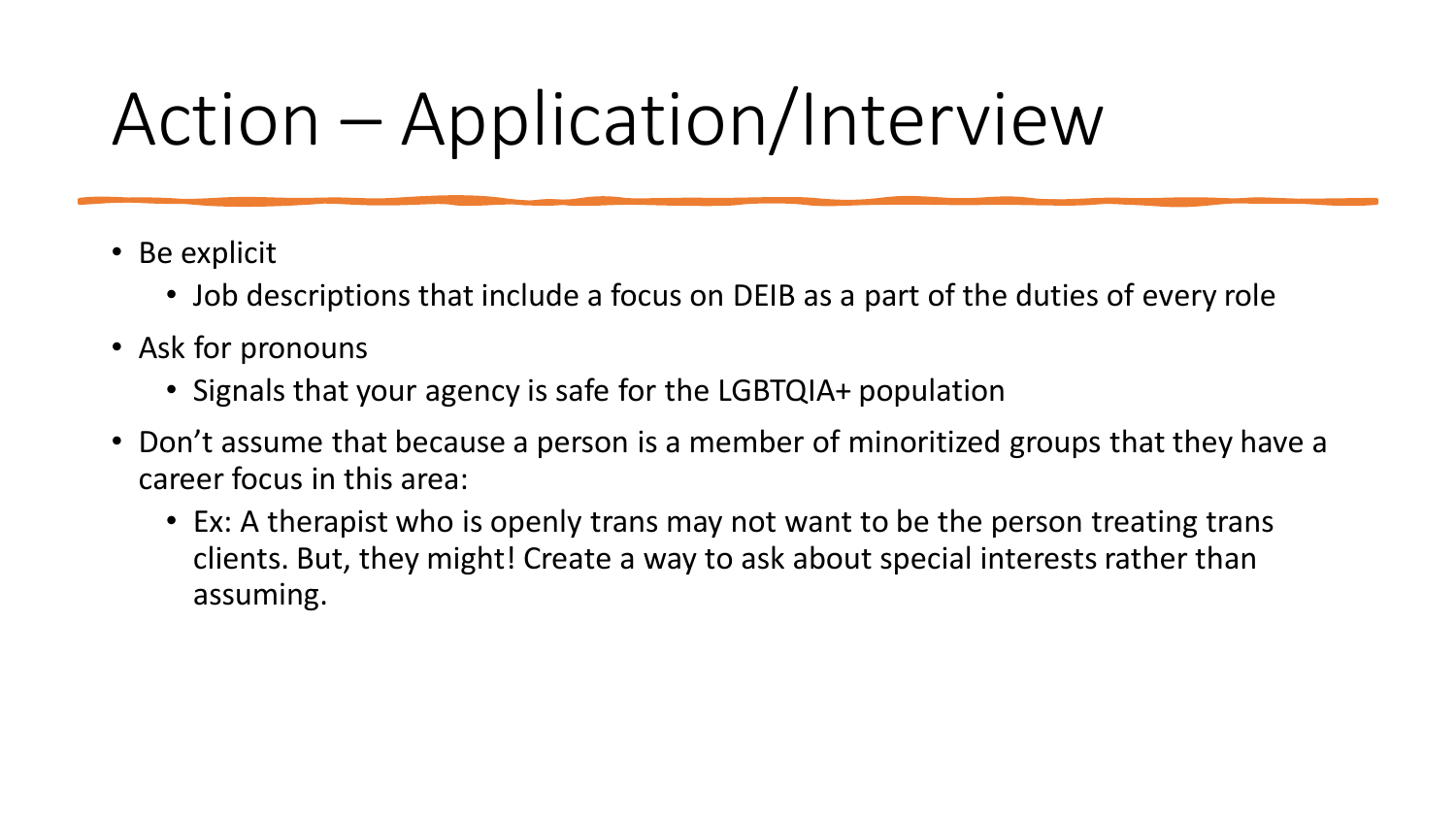# Action – Application/Interview

- Be explicit
  - Job descriptions that include a focus on DEIB as a part of the duties of every role
- Ask for pronouns
  - Signals that your agency is safe for the LGBTQIA+ population
- Don't assume that because a person is a member of minoritized groups that they have a career focus in this area:
  - Ex: A therapist who is openly trans may not want to be the person treating trans clients. But, they might! Create a way to ask about special interests rather than assuming.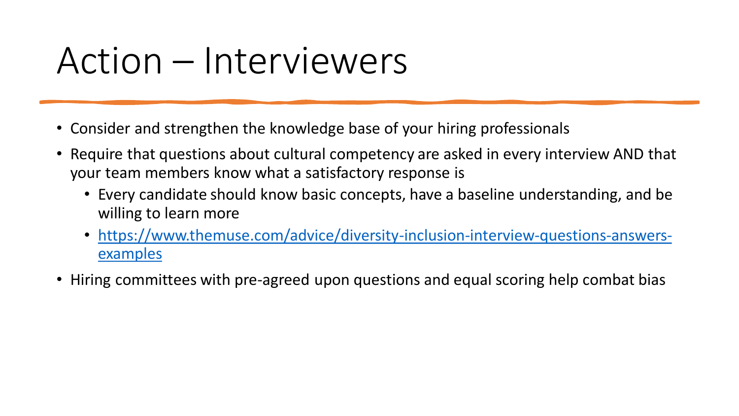# Action – Interviewers

- Consider and strengthen the knowledge base of your hiring professionals
- Require that questions about cultural competency are asked in every interview AND that your team members know what a satisfactory response is
  - Every candidate should know basic concepts, have a baseline understanding, and be willing to learn more
  - [https://www.themuse.com/advice/diversity-inclusion-interview-questions-answers-examples](https://www.themuse.com/advice/diversity-inclusion-interview-questions-answers-examples)
- Hiring committees with pre-agreed upon questions and equal scoring help combat bias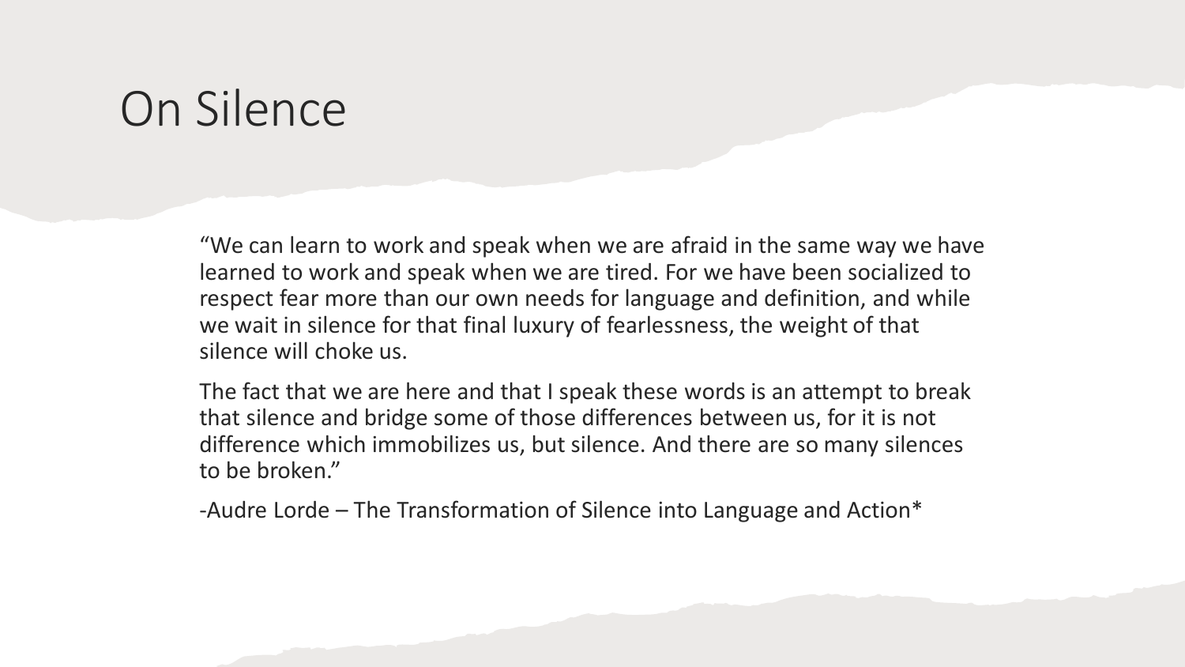# On Silence

"We can learn to work and speak when we are afraid in the same way we have learned to work and speak when we are tired. For we have been socialized to respect fear more than our own needs for language and definition, and while we wait in silence for that final luxury of fearlessness, the weight of that silence will choke us.

The fact that we are here and that I speak these words is an attempt to break that silence and bridge some of those differences between us, for it is not difference which immobilizes us, but silence. And there are so many silences to be broken."

-Audre Lorde – The Transformation of Silence into Language and Action*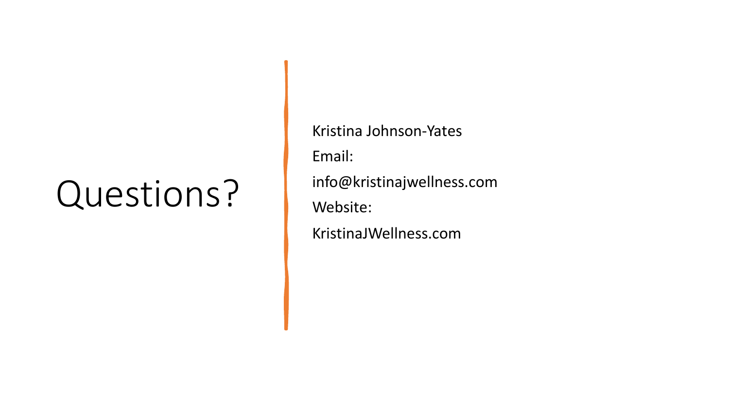# Questions?

Kristina Johnson-Yates

Email:

info@kristinajwellness.com

Website:

KristinaJWellness.com